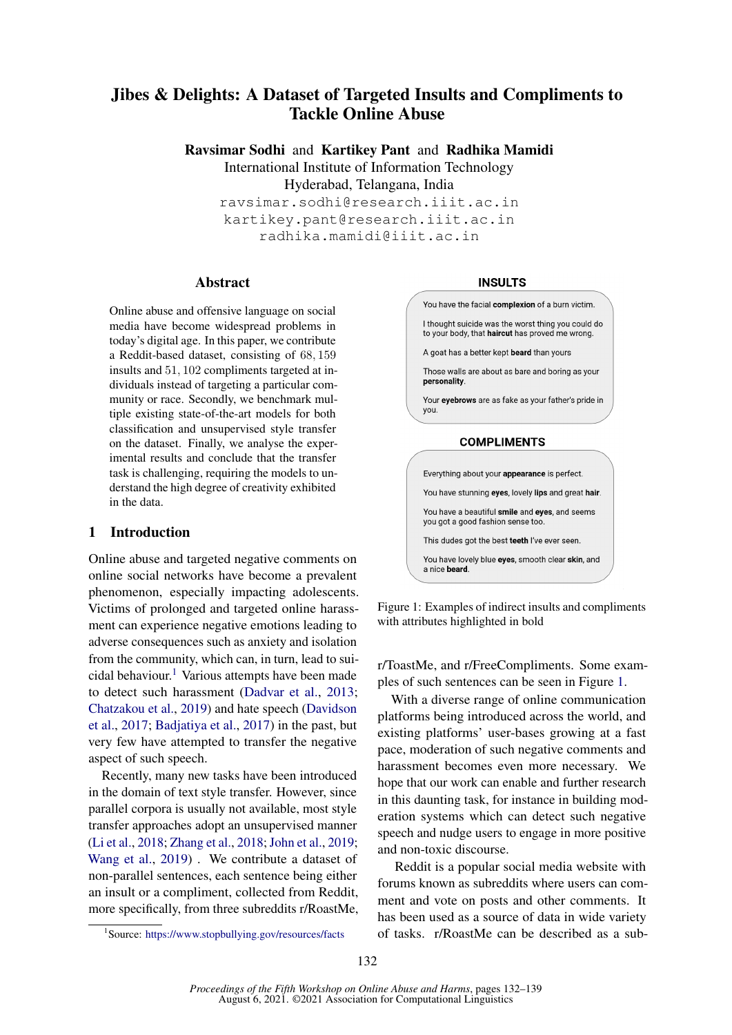# Jibes & Delights: A Dataset of Targeted Insults and Compliments to Tackle Online Abuse

**Ravsimar Sodhi** and **Kartikey Pant** and **Radhika Mamidi**
International Institute of Information Technology
Hyderabad, Telangana, India
ravsimar.sodhi@research.iiit.ac.in
kartikey.pant@research.iiit.ac.in
radhika.mamidi@iiit.ac.in

## Abstract

Online abuse and offensive language on social media have become widespread problems in today's digital age. In this paper, we contribute a Reddit-based dataset, consisting of 68,159 insults and 51,102 compliments targeted at individuals instead of targeting a particular community or race. Secondly, we benchmark multiple existing state-of-the-art models for both classification and unsupervised style transfer on the dataset. Finally, we analyse the experimental results and conclude that the transfer task is challenging, requiring the models to understand the high degree of creativity exhibited in the data.

## 1 Introduction

Online abuse and targeted negative comments on online social networks have become a prevalent phenomenon, especially impacting adolescents. Victims of prolonged and targeted online harassment can experience negative emotions leading to adverse consequences such as anxiety and isolation from the community, which can, in turn, lead to suicidal behaviour.[1] Various attempts have been made to detect such harassment (Dadvar et al., 2013; Chatzakou et al., 2019) and hate speech (Davidson et al., 2017; Badjatiya et al., 2017) in the past, but very few have attempted to transfer the negative aspect of such speech.

Recently, many new tasks have been introduced in the domain of text style transfer. However, since parallel corpora is usually not available, most style transfer approaches adopt an unsupervised manner (Li et al., 2018; Zhang et al., 2018; John et al., 2019; Wang et al., 2019) . We contribute a dataset of non-parallel sentences, each sentence being either an insult or a compliment, collected from Reddit, more specifically, from three subreddits r/RoastMe, r/ToastMe, and r/FreeCompliments. Some examples of such sentences can be seen in Figure 1.

**INSULTS**

You have the facial **complexion** of a burn victim.

I thought suicide was the worst thing you could do to your body, that **haircut** has proved me wrong.

A goat has a better kept **beard** than yours

Those walls are about as bare and boring as your **personality**.

Your **eyebrows** are as fake as your father's pride in you.

**COMPLIMENTS**

Everything about your **appearance** is perfect.

You have stunning **eyes**, lovely **lips** and great **hair**.

You have a beautiful **smile** and **eyes**, and seems you got a good fashion sense too.

This dudes got the best **teeth** I've ever seen.

You have lovely blue **eyes**, smooth clear **skin**, and a nice **beard**.

Figure 1: Examples of indirect insults and compliments with attributes highlighted in bold

With a diverse range of online communication platforms being introduced across the world, and existing platforms' user-bases growing at a fast pace, moderation of such negative comments and harassment becomes even more necessary. We hope that our work can enable and further research in this daunting task, for instance in building moderation systems which can detect such negative speech and nudge users to engage in more positive and non-toxic discourse.

Reddit is a popular social media website with forums known as subreddits where users can comment and vote on posts and other comments. It has been used as a source of data in wide variety of tasks. r/RoastMe can be described as a sub-

[1] Source: https://www.stopbullying.gov/resources/facts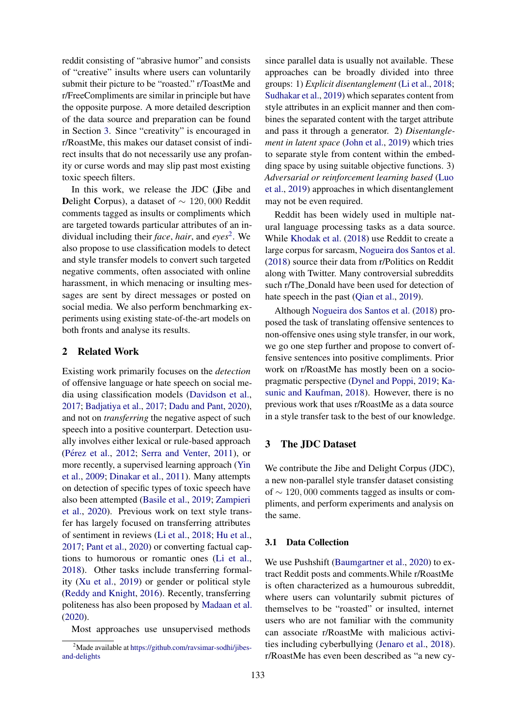reddit consisting of "abrasive humor" and consists of "creative" insults where users can voluntarily submit their picture to be "roasted." r/ToastMe and r/FreeCompliments are similar in principle but have the opposite purpose. A more detailed description of the data source and preparation can be found in Section 3. Since "creativity" is encouraged in r/RoastMe, this makes our dataset consist of indirect insults that do not necessarily use any profanity or curse words and may slip past most existing toxic speech filters.

In this work, we release the JDC (**J**ibe and **D**elight **C**orpus), a dataset of $\sim 120,000$ Reddit comments tagged as insults or compliments which are targeted towards particular attributes of an individual including their *face*, *hair*, and *eyes*[2]. We also propose to use classification models to detect and style transfer models to convert such targeted negative comments, often associated with online harassment, in which menacing or insulting messages are sent by direct messages or posted on social media. We also perform benchmarking experiments using existing state-of-the-art models on both fronts and analyse its results.

## 2 Related Work

Existing work primarily focuses on the *detection* of offensive language or hate speech on social media using classification models (Davidson et al., 2017; Badjatiya et al., 2017; Dadu and Pant, 2020), and not on *transferring* the negative aspect of such speech into a positive counterpart. Detection usually involves either lexical or rule-based approach (Pérez et al., 2012; Serra and Venter, 2011), or more recently, a supervised learning approach (Yin et al., 2009; Dinakar et al., 2011). Many attempts on detection of specific types of toxic speech have also been attempted (Basile et al., 2019; Zampieri et al., 2020). Previous work on text style transfer has largely focused on transferring attributes of sentiment in reviews (Li et al., 2018; Hu et al., 2017; Pant et al., 2020) or converting factual captions to humorous or romantic ones (Li et al., 2018). Other tasks include transferring formality (Xu et al., 2019) or gender or political style (Reddy and Knight, 2016). Recently, transferring politeness has also been proposed by Madaan et al. (2020).

Most approaches use unsupervised methods since parallel data is usually not available. These approaches can be broadly divided into three groups: 1) *Explicit disentanglement* (Li et al., 2018; Sudhakar et al., 2019) which separates content from style attributes in an explicit manner and then combines the separated content with the target attribute and pass it through a generator. 2) *Disentanglement in latent space* (John et al., 2019) which tries to separate style from content within the embedding space by using suitable objective functions. 3) *Adversarial or reinforcement learning based* (Luo et al., 2019) approaches in which disentanglement may not be even required.

Reddit has been widely used in multiple natural language processing tasks as a data source. While Khodak et al. (2018) use Reddit to create a large corpus for sarcasm, Nogueira dos Santos et al. (2018) source their data from r/Politics on Reddit along with Twitter. Many controversial subreddits such r/The_Donald have been used for detection of hate speech in the past (Qian et al., 2019).

Although Nogueira dos Santos et al. (2018) proposed the task of translating offensive sentences to non-offensive ones using style transfer, in our work, we go one step further and propose to convert offensive sentences into positive compliments. Prior work on r/RoastMe has mostly been on a socio-pragmatic perspective (Dynel and Poppi, 2019; Kasunic and Kaufman, 2018). However, there is no previous work that uses r/RoastMe as a data source in a style transfer task to the best of our knowledge.

## 3 The JDC Dataset

We contribute the Jibe and Delight Corpus (JDC), a new non-parallel style transfer dataset consisting of $\sim 120,000$ comments tagged as insults or compliments, and perform experiments and analysis on the same.

### 3.1 Data Collection

We use Pushshift (Baumgartner et al., 2020) to extract Reddit posts and comments.While r/RoastMe is often characterized as a humourous subreddit, where users can voluntarily submit pictures of themselves to be "roasted" or insulted, internet users who are not familiar with the community can associate r/RoastMe with malicious activities including cyberbullying (Jenaro et al., 2018). r/RoastMe has even been described as "a new cy-

[2]Made available at https://github.com/ravsimar-sodhi/jibes-and-delights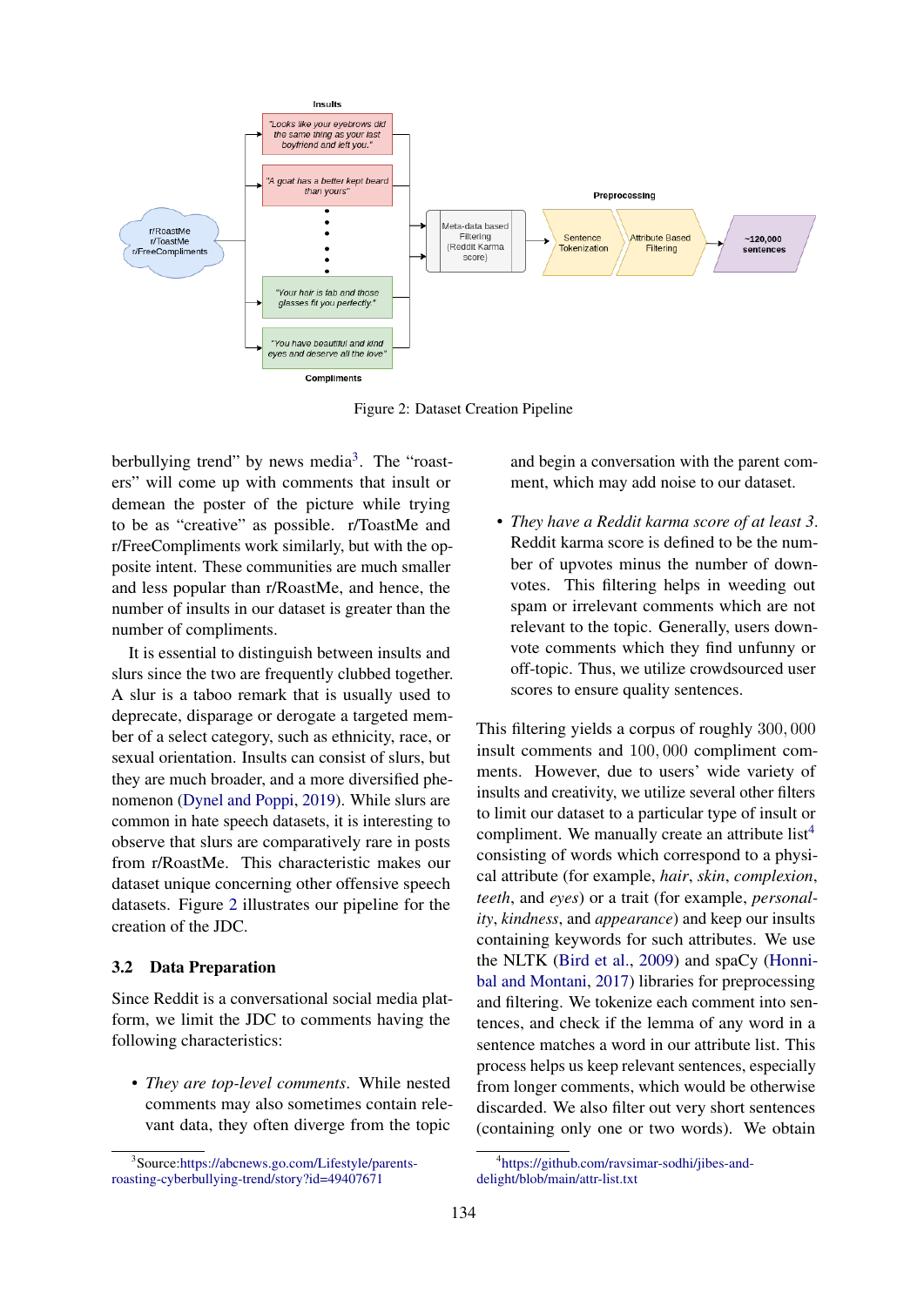Figure 2: Dataset Creation Pipeline

berbullying trend" by news media[3]. The "roasters" will come up with comments that insult or demean the poster of the picture while trying to be as "creative" as possible. r/ToastMe and r/FreeCompliments work similarly, but with the opposite intent. These communities are much smaller and less popular than r/RoastMe, and hence, the number of insults in our dataset is greater than the number of compliments.

It is essential to distinguish between insults and slurs since the two are frequently clubbed together. A slur is a taboo remark that is usually used to deprecate, disparage or derogate a targeted member of a select category, such as ethnicity, race, or sexual orientation. Insults can consist of slurs, but they are much broader, and a more diversified phenomenon (Dynel and Poppi, 2019). While slurs are common in hate speech datasets, it is interesting to observe that slurs are comparatively rare in posts from r/RoastMe. This characteristic makes our dataset unique concerning other offensive speech datasets. Figure 2 illustrates our pipeline for the creation of the JDC.

### 3.2 Data Preparation

Since Reddit is a conversational social media platform, we limit the JDC to comments having the following characteristics:

- *They are top-level comments*. While nested comments may also sometimes contain relevant data, they often diverge from the topic and begin a conversation with the parent comment, which may add noise to our dataset.
- *They have a Reddit karma score of at least 3*. Reddit karma score is defined to be the number of upvotes minus the number of downvotes. This filtering helps in weeding out spam or irrelevant comments which are not relevant to the topic. Generally, users downvote comments which they find unfunny or off-topic. Thus, we utilize crowdsourced user scores to ensure quality sentences.

This filtering yields a corpus of roughly $300,000$ insult comments and $100,000$ compliment comments. However, due to users' wide variety of insults and creativity, we utilize several other filters to limit our dataset to a particular type of insult or compliment. We manually create an attribute list[4] consisting of words which correspond to a physical attribute (for example, *hair*, *skin*, *complexion*, *teeth*, and *eyes*) or a trait (for example, *personality*, *kindness*, and *appearance*) and keep our insults containing keywords for such attributes. We use the NLTK (Bird et al., 2009) and spaCy (Honnibal and Montani, 2017) libraries for preprocessing and filtering. We tokenize each comment into sentences, and check if the lemma of any word in a sentence matches a word in our attribute list. This process helps us keep relevant sentences, especially from longer comments, which would be otherwise discarded. We also filter out very short sentences (containing only one or two words). We obtain

[3] Source:https://abcnews.go.com/Lifestyle/parents-roasting-cyberbullying-trend/story?id=49407671

[4] https://github.com/ravsimar-sodhi/jibes-and-delight/blob/main/attr-list.txt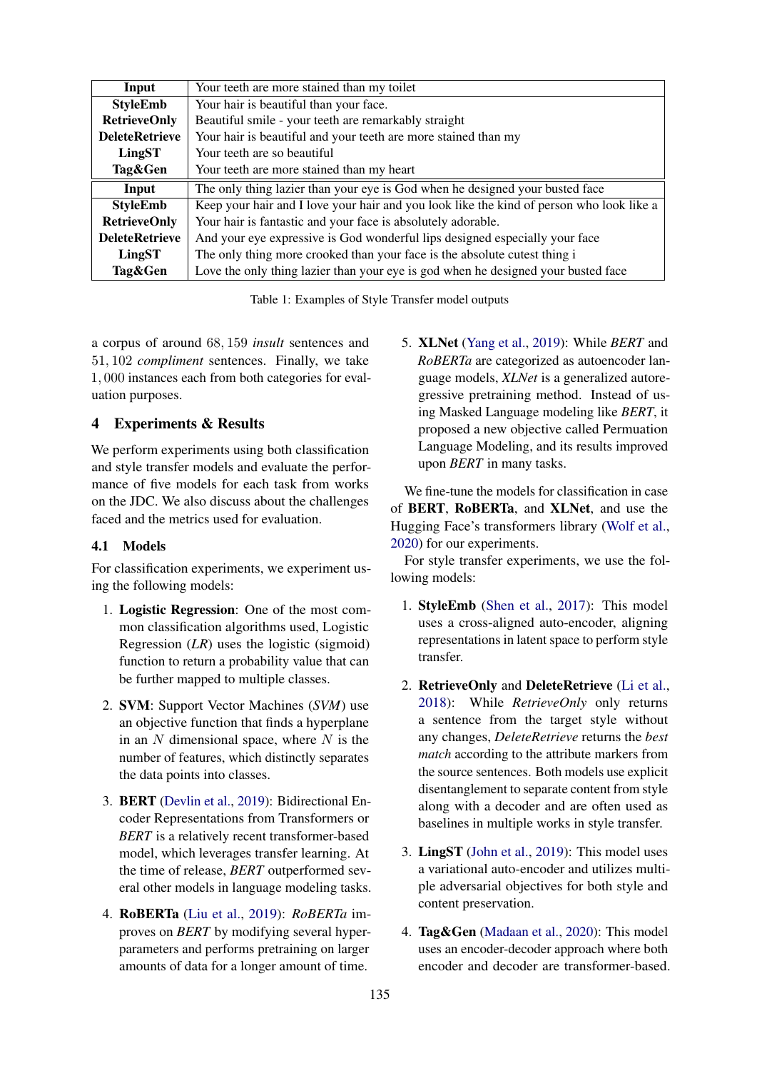| Input | Your teeth are more stained than my toilet |
|---|---|
| **StyleEmb** | Your hair is beautiful than your face. |
| **RetrieveOnly** | Beautiful smile - your teeth are remarkably straight |
| **DeleteRetrieve** | Your hair is beautiful and your teeth are more stained than my |
| **LingST** | Your teeth are so beautiful |
| **Tag&Gen** | Your teeth are more stained than my heart |
| **Input** | The only thing lazier than your eye is God when he designed your busted face |
| **StyleEmb** | Keep your hair and I love your hair and you look like the kind of person who look like a |
| **RetrieveOnly** | Your hair is fantastic and your face is absolutely adorable. |
| **DeleteRetrieve** | And your eye expressive is God wonderful lips designed especially your face |
| **LingST** | The only thing more crooked than your face is the absolute cutest thing i |
| **Tag&Gen** | Love the only thing lazier than your eye is god when he designed your busted face |

Table 1: Examples of Style Transfer model outputs

a corpus of around 68,159 *insult* sentences and 51,102 *compliment* sentences. Finally, we take 1,000 instances each from both categories for evaluation purposes.

## 4 Experiments & Results

We perform experiments using both classification and style transfer models and evaluate the performance of five models for each task from works on the JDC. We also discuss about the challenges faced and the metrics used for evaluation.

### 4.1 Models

For classification experiments, we experiment using the following models:

1. **Logistic Regression**: One of the most common classification algorithms used, Logistic Regression (*LR*) uses the logistic (sigmoid) function to return a probability value that can be further mapped to multiple classes.

2. **SVM**: Support Vector Machines (*SVM*) use an objective function that finds a hyperplane in an $N$ dimensional space, where $N$ is the number of features, which distinctly separates the data points into classes.

3. **BERT** (Devlin et al., 2019): Bidirectional Encoder Representations from Transformers or *BERT* is a relatively recent transformer-based model, which leverages transfer learning. At the time of release, *BERT* outperformed several other models in language modeling tasks.

4. **RoBERTa** (Liu et al., 2019): *RoBERTa* improves on *BERT* by modifying several hyperparameters and performs pretraining on larger amounts of data for a longer amount of time.

5. **XLNet** (Yang et al., 2019): While *BERT* and *RoBERTa* are categorized as autoencoder language models, *XLNet* is a generalized autoregressive pretraining method. Instead of using Masked Language modeling like *BERT*, it proposed a new objective called Permuation Language Modeling, and its results improved upon *BERT* in many tasks.

We fine-tune the models for classification in case of **BERT**, **RoBERTa**, and **XLNet**, and use the Hugging Face's transformers library (Wolf et al., 2020) for our experiments.

For style transfer experiments, we use the following models:

1. **StyleEmb** (Shen et al., 2017): This model uses a cross-aligned auto-encoder, aligning representations in latent space to perform style transfer.

2. **RetrieveOnly** and **DeleteRetrieve** (Li et al., 2018): While *RetrieveOnly* only returns a sentence from the target style without any changes, *DeleteRetrieve* returns the *best match* according to the attribute markers from the source sentences. Both models use explicit disentanglement to separate content from style along with a decoder and are often used as baselines in multiple works in style transfer.

3. **LingST** (John et al., 2019): This model uses a variational auto-encoder and utilizes multiple adversarial objectives for both style and content preservation.

4. **Tag&Gen** (Madaan et al., 2020): This model uses an encoder-decoder approach where both encoder and decoder are transformer-based.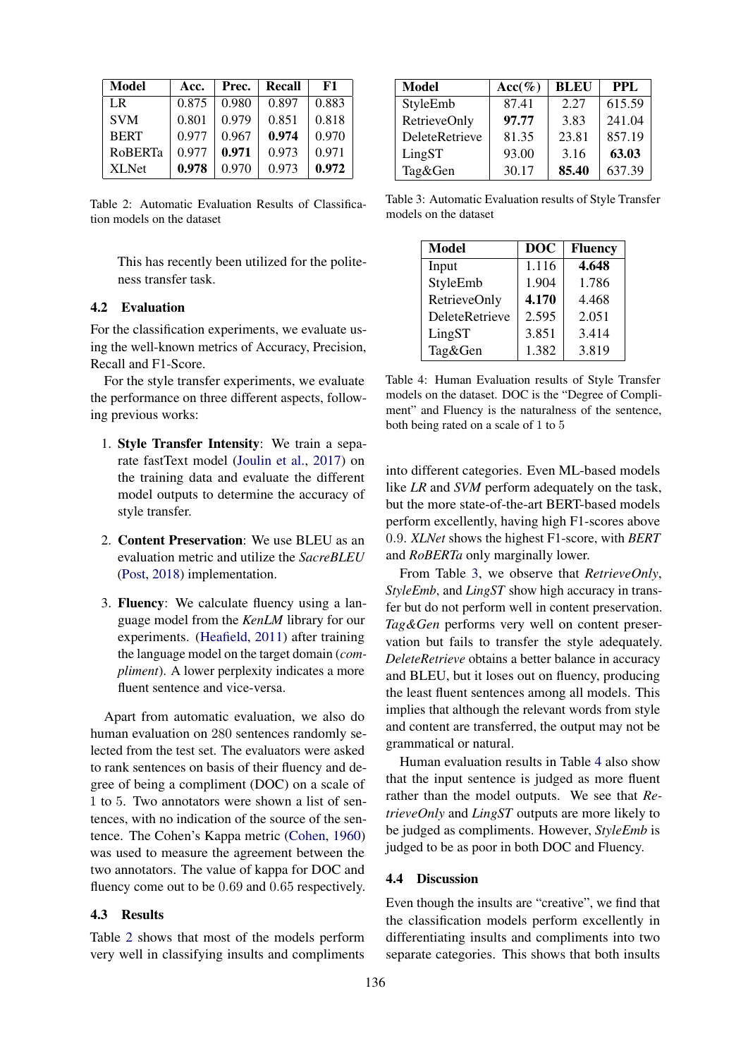| Model | Acc. | Prec. | Recall | F1 |
|---|---|---|---|---|
| LR | 0.875 | 0.980 | 0.897 | 0.883 |
| SVM | 0.801 | 0.979 | 0.851 | 0.818 |
| BERT | 0.977 | 0.967 | **0.974** | 0.970 |
| RoBERTa | 0.977 | **0.971** | 0.973 | 0.971 |
| XLNet | **0.978** | 0.970 | 0.973 | **0.972** |

Table 2: Automatic Evaluation Results of Classification models on the dataset

This has recently been utilized for the politeness transfer task.

### 4.2 Evaluation

For the classification experiments, we evaluate using the well-known metrics of Accuracy, Precision, Recall and F1-Score.

For the style transfer experiments, we evaluate the performance on three different aspects, following previous works:

1. **Style Transfer Intensity**: We train a separate fastText model (Joulin et al., 2017) on the training data and evaluate the different model outputs to determine the accuracy of style transfer.

2. **Content Preservation**: We use BLEU as an evaluation metric and utilize the *SacreBLEU* (Post, 2018) implementation.

3. **Fluency**: We calculate fluency using a language model from the *KenLM* library for our experiments. (Heafield, 2011) after training the language model on the target domain (*compliment*). A lower perplexity indicates a more fluent sentence and vice-versa.

Apart from automatic evaluation, we also do human evaluation on 280 sentences randomly selected from the test set. The evaluators were asked to rank sentences on basis of their fluency and degree of being a compliment (DOC) on a scale of 1 to 5. Two annotators were shown a list of sentences, with no indication of the source of the sentence. The Cohen's Kappa metric (Cohen, 1960) was used to measure the agreement between the two annotators. The value of kappa for DOC and fluency come out to be 0.69 and 0.65 respectively.

### 4.3 Results

Table 2 shows that most of the models perform very well in classifying insults and compliments into different categories. Even ML-based models like *LR* and *SVM* perform adequately on the task, but the more state-of-the-art BERT-based models perform excellently, having high F1-scores above 0.9. *XLNet* shows the highest F1-score, with *BERT* and *RoBERTa* only marginally lower.

| Model | Acc(%) | BLEU | PPL |
|---|---|---|---|
| StyleEmb | 87.41 | 2.27 | 615.59 |
| RetrieveOnly | **97.77** | 3.83 | 241.04 |
| DeleteRetrieve | 81.35 | 23.81 | 857.19 |
| LingST | 93.00 | 3.16 | **63.03** |
| Tag&Gen | 30.17 | **85.40** | 637.39 |

Table 3: Automatic Evaluation results of Style Transfer models on the dataset

| Model | DOC | Fluency |
|---|---|---|
| Input | 1.116 | **4.648** |
| StyleEmb | 1.904 | 1.786 |
| RetrieveOnly | **4.170** | 4.468 |
| DeleteRetrieve | 2.595 | 2.051 |
| LingST | 3.851 | 3.414 |
| Tag&Gen | 1.382 | 3.819 |

Table 4: Human Evaluation results of Style Transfer models on the dataset. DOC is the "Degree of Compliment" and Fluency is the naturalness of the sentence, both being rated on a scale of 1 to 5

From Table 3, we observe that *RetrieveOnly*, *StyleEmb*, and *LingST* show high accuracy in transfer but do not perform well in content preservation. *Tag&Gen* performs very well on content preservation but fails to transfer the style adequately. *DeleteRetrieve* obtains a better balance in accuracy and BLEU, but it loses out on fluency, producing the least fluent sentences among all models. This implies that although the relevant words from style and content are transferred, the output may not be grammatical or natural.

Human evaluation results in Table 4 also show that the input sentence is judged as more fluent rather than the model outputs. We see that *RetrieveOnly* and *LingST* outputs are more likely to be judged as compliments. However, *StyleEmb* is judged to be as poor in both DOC and Fluency.

### 4.4 Discussion

Even though the insults are "creative", we find that the classification models perform excellently in differentiating insults and compliments into two separate categories. This shows that both insults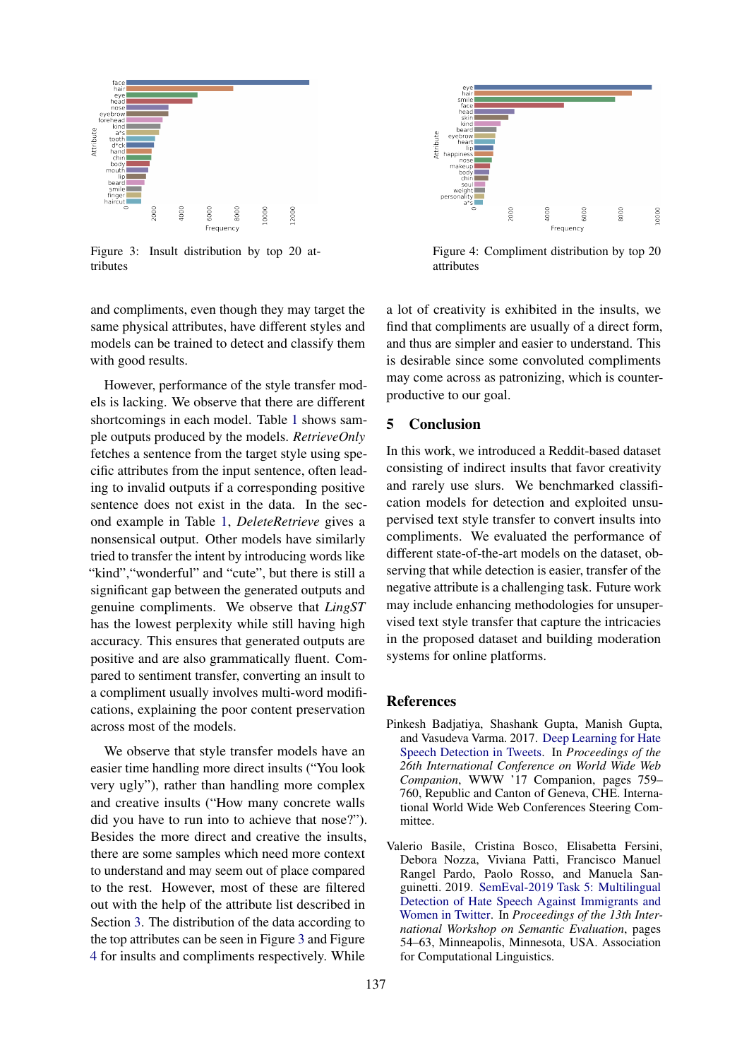Figure 3: Insult distribution by top 20 attributes

Figure 4: Compliment distribution by top 20 attributes

and compliments, even though they may target the same physical attributes, have different styles and models can be trained to detect and classify them with good results.

However, performance of the style transfer models is lacking. We observe that there are different shortcomings in each model. Table 1 shows sample outputs produced by the models. *RetrieveOnly* fetches a sentence from the target style using specific attributes from the input sentence, often leading to invalid outputs if a corresponding positive sentence does not exist in the data. In the second example in Table 1, *DeleteRetrieve* gives a nonsensical output. Other models have similarly tried to transfer the intent by introducing words like "kind","wonderful" and "cute", but there is still a significant gap between the generated outputs and genuine compliments. We observe that *LingST* has the lowest perplexity while still having high accuracy. This ensures that generated outputs are positive and are also grammatically fluent. Compared to sentiment transfer, converting an insult to a compliment usually involves multi-word modifications, explaining the poor content preservation across most of the models.

We observe that style transfer models have an easier time handling more direct insults ("You look very ugly"), rather than handling more complex and creative insults ("How many concrete walls did you have to run into to achieve that nose?"). Besides the more direct and creative the insults, there are some samples which need more context to understand and may seem out of place compared to the rest. However, most of these are filtered out with the help of the attribute list described in Section 3. The distribution of the data according to the top attributes can be seen in Figure 3 and Figure 4 for insults and compliments respectively. While a lot of creativity is exhibited in the insults, we find that compliments are usually of a direct form, and thus are simpler and easier to understand. This is desirable since some convoluted compliments may come across as patronizing, which is counter-productive to our goal.

## 5 Conclusion

In this work, we introduced a Reddit-based dataset consisting of indirect insults that favor creativity and rarely use slurs. We benchmarked classification models for detection and exploited unsupervised text style transfer to convert insults into compliments. We evaluated the performance of different state-of-the-art models on the dataset, observing that while detection is easier, transfer of the negative attribute is a challenging task. Future work may include enhancing methodologies for unsupervised text style transfer that capture the intricacies in the proposed dataset and building moderation systems for online platforms.

## References

Pinkesh Badjatiya, Shashank Gupta, Manish Gupta, and Vasudeva Varma. 2017. Deep Learning for Hate Speech Detection in Tweets. In *Proceedings of the 26th International Conference on World Wide Web Companion*, WWW '17 Companion, pages 759–760, Republic and Canton of Geneva, CHE. International World Wide Web Conferences Steering Committee.

Valerio Basile, Cristina Bosco, Elisabetta Fersini, Debora Nozza, Viviana Patti, Francisco Manuel Rangel Pardo, Paolo Rosso, and Manuela Sanguinetti. 2019. SemEval-2019 Task 5: Multilingual Detection of Hate Speech Against Immigrants and Women in Twitter. In *Proceedings of the 13th International Workshop on Semantic Evaluation*, pages 54–63, Minneapolis, Minnesota, USA. Association for Computational Linguistics.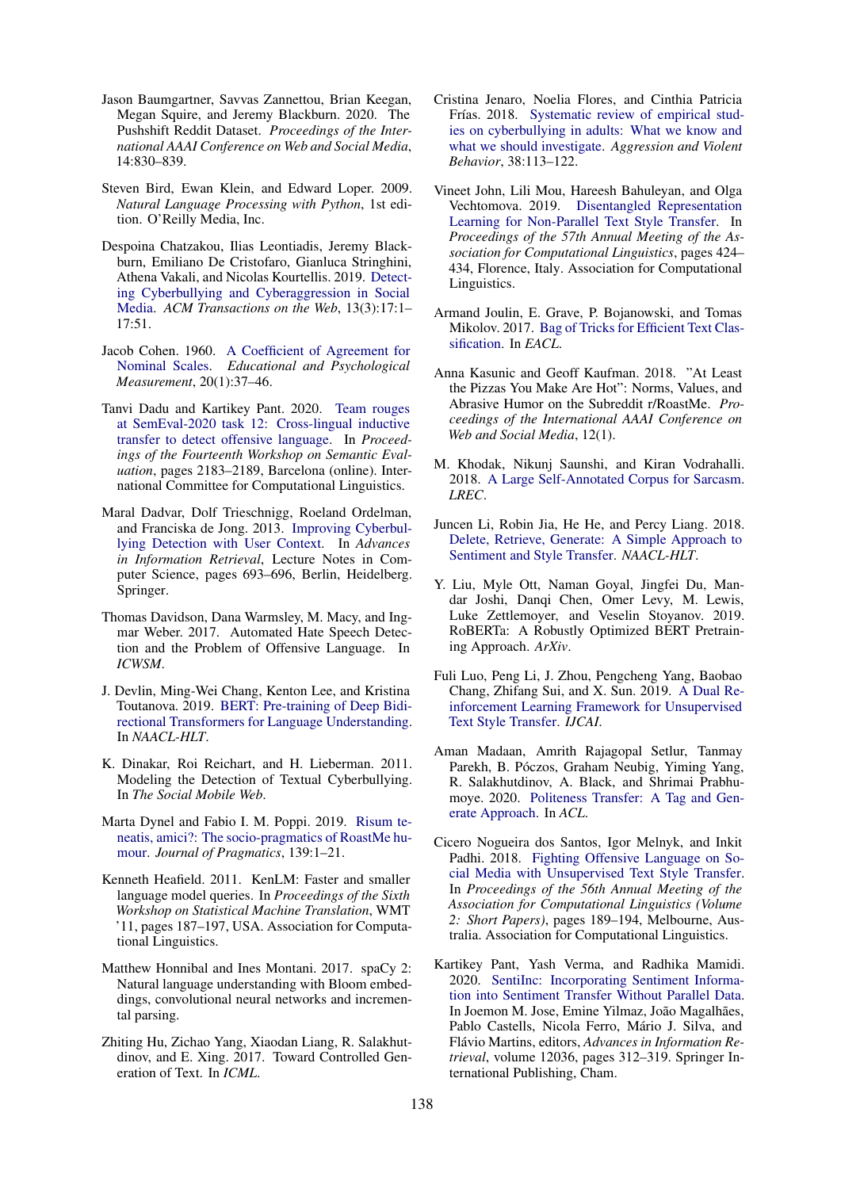Jason Baumgartner, Savvas Zannettou, Brian Keegan, Megan Squire, and Jeremy Blackburn. 2020. The Pushshift Reddit Dataset. *Proceedings of the International AAAI Conference on Web and Social Media*, 14:830–839.

Steven Bird, Ewan Klein, and Edward Loper. 2009. *Natural Language Processing with Python*, 1st edition. O'Reilly Media, Inc.

Despoina Chatzakou, Ilias Leontiadis, Jeremy Blackburn, Emiliano De Cristofaro, Gianluca Stringhini, Athena Vakali, and Nicolas Kourtellis. 2019. Detecting Cyberbullying and Cyberaggression in Social Media. *ACM Transactions on the Web*, 13(3):17:1–17:51.

Jacob Cohen. 1960. A Coefficient of Agreement for Nominal Scales. *Educational and Psychological Measurement*, 20(1):37–46.

Tanvi Dadu and Kartikey Pant. 2020. Team rouges at SemEval-2020 task 12: Cross-lingual inductive transfer to detect offensive language. In *Proceedings of the Fourteenth Workshop on Semantic Evaluation*, pages 2183–2189, Barcelona (online). International Committee for Computational Linguistics.

Maral Dadvar, Dolf Trieschnigg, Roeland Ordelman, and Franciska de Jong. 2013. Improving Cyberbullying Detection with User Context. In *Advances in Information Retrieval*, Lecture Notes in Computer Science, pages 693–696, Berlin, Heidelberg. Springer.

Thomas Davidson, Dana Warmsley, M. Macy, and Ingmar Weber. 2017. Automated Hate Speech Detection and the Problem of Offensive Language. In *ICWSM*.

J. Devlin, Ming-Wei Chang, Kenton Lee, and Kristina Toutanova. 2019. BERT: Pre-training of Deep Bidirectional Transformers for Language Understanding. In *NAACL-HLT*.

K. Dinakar, Roi Reichart, and H. Lieberman. 2011. Modeling the Detection of Textual Cyberbullying. In *The Social Mobile Web*.

Marta Dynel and Fabio I. M. Poppi. 2019. Risum teneatis, amici?: The socio-pragmatics of RoastMe humour. *Journal of Pragmatics*, 139:1–21.

Kenneth Heafield. 2011. KenLM: Faster and smaller language model queries. In *Proceedings of the Sixth Workshop on Statistical Machine Translation*, WMT '11, pages 187–197, USA. Association for Computational Linguistics.

Matthew Honnibal and Ines Montani. 2017. spaCy 2: Natural language understanding with Bloom embeddings, convolutional neural networks and incremental parsing.

Zhiting Hu, Zichao Yang, Xiaodan Liang, R. Salakhutdinov, and E. Xing. 2017. Toward Controlled Generation of Text. In *ICML*.

Cristina Jenaro, Noelia Flores, and Cinthia Patricia Frías. 2018. Systematic review of empirical studies on cyberbullying in adults: What we know and what we should investigate. *Aggression and Violent Behavior*, 38:113–122.

Vineet John, Lili Mou, Hareesh Bahuleyan, and Olga Vechtomova. 2019. Disentangled Representation Learning for Non-Parallel Text Style Transfer. In *Proceedings of the 57th Annual Meeting of the Association for Computational Linguistics*, pages 424–434, Florence, Italy. Association for Computational Linguistics.

Armand Joulin, E. Grave, P. Bojanowski, and Tomas Mikolov. 2017. Bag of Tricks for Efficient Text Classification. In *EACL*.

Anna Kasunic and Geoff Kaufman. 2018. "At Least the Pizzas You Make Are Hot": Norms, Values, and Abrasive Humor on the Subreddit r/RoastMe. *Proceedings of the International AAAI Conference on Web and Social Media*, 12(1).

M. Khodak, Nikunj Saunshi, and Kiran Vodrahalli. 2018. A Large Self-Annotated Corpus for Sarcasm. *LREC*.

Juncen Li, Robin Jia, He He, and Percy Liang. 2018. Delete, Retrieve, Generate: A Simple Approach to Sentiment and Style Transfer. *NAACL-HLT*.

Y. Liu, Myle Ott, Naman Goyal, Jingfei Du, Mandar Joshi, Danqi Chen, Omer Levy, M. Lewis, Luke Zettlemoyer, and Veselin Stoyanov. 2019. RoBERTa: A Robustly Optimized BERT Pretraining Approach. *ArXiv*.

Fuli Luo, Peng Li, J. Zhou, Pengcheng Yang, Baobao Chang, Zhifang Sui, and X. Sun. 2019. A Dual Reinforcement Learning Framework for Unsupervised Text Style Transfer. *IJCAI*.

Aman Madaan, Amrith Rajagopal Setlur, Tanmay Parekh, B. Póczos, Graham Neubig, Yiming Yang, R. Salakhutdinov, A. Black, and Shrimai Prabhumoye. 2020. Politeness Transfer: A Tag and Generate Approach. In *ACL*.

Cicero Nogueira dos Santos, Igor Melnyk, and Inkit Padhi. 2018. Fighting Offensive Language on Social Media with Unsupervised Text Style Transfer. In *Proceedings of the 56th Annual Meeting of the Association for Computational Linguistics (Volume 2: Short Papers)*, pages 189–194, Melbourne, Australia. Association for Computational Linguistics.

Kartikey Pant, Yash Verma, and Radhika Mamidi. 2020. SentiInc: Incorporating Sentiment Information into Sentiment Transfer Without Parallel Data. In Joemon M. Jose, Emine Yilmaz, João Magalhães, Pablo Castells, Nicola Ferro, Mário J. Silva, and Flávio Martins, editors, *Advances in Information Retrieval*, volume 12036, pages 312–319. Springer International Publishing, Cham.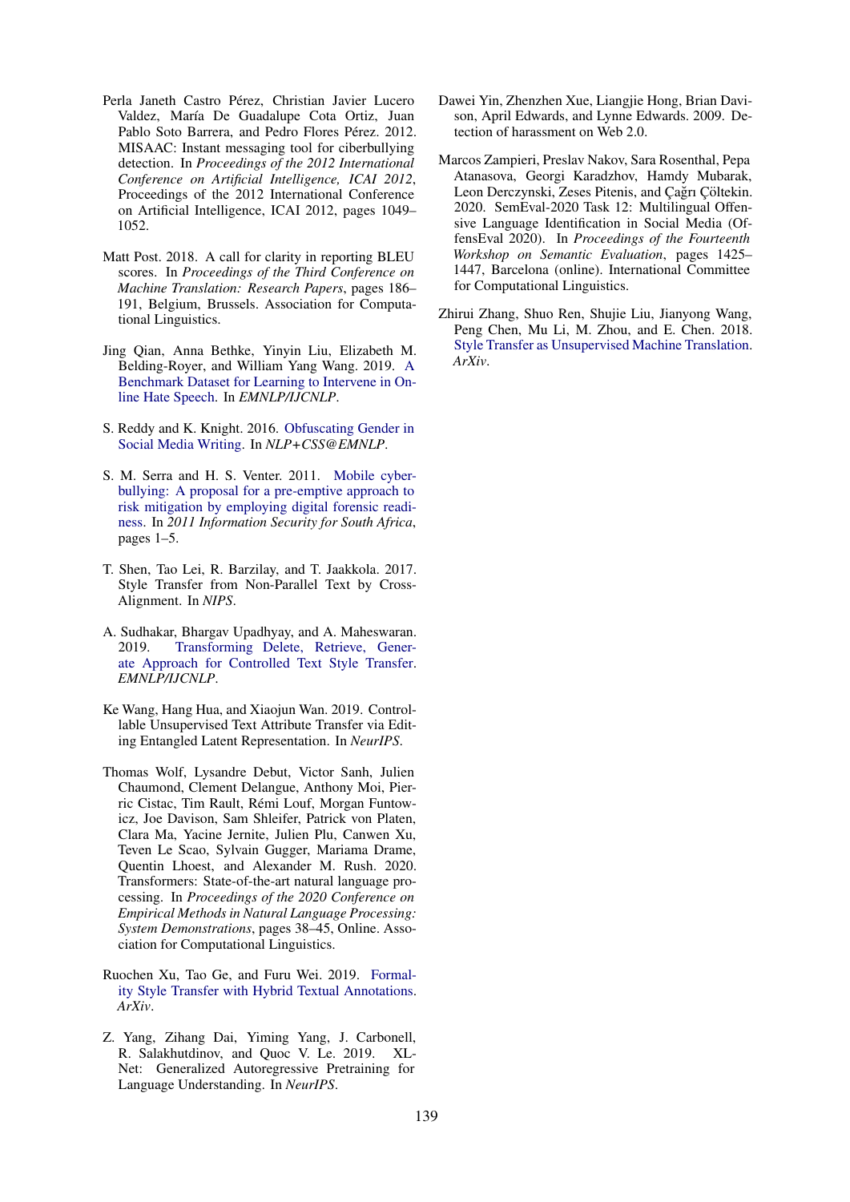Perla Janeth Castro Pérez, Christian Javier Lucero Valdez, María De Guadalupe Cota Ortiz, Juan Pablo Soto Barrera, and Pedro Flores Pérez. 2012. MISAAC: Instant messaging tool for ciberbullying detection. In *Proceedings of the 2012 International Conference on Artificial Intelligence, ICAI 2012*, Proceedings of the 2012 International Conference on Artificial Intelligence, ICAI 2012, pages 1049–1052.

Matt Post. 2018. A call for clarity in reporting BLEU scores. In *Proceedings of the Third Conference on Machine Translation: Research Papers*, pages 186–191, Belgium, Brussels. Association for Computational Linguistics.

Jing Qian, Anna Bethke, Yinyin Liu, Elizabeth M. Belding-Royer, and William Yang Wang. 2019. A Benchmark Dataset for Learning to Intervene in Online Hate Speech. In *EMNLP/IJCNLP*.

S. Reddy and K. Knight. 2016. Obfuscating Gender in Social Media Writing. In *NLP+CSS@EMNLP*.

S. M. Serra and H. S. Venter. 2011. Mobile cyber-bullying: A proposal for a pre-emptive approach to risk mitigation by employing digital forensic readiness. In *2011 Information Security for South Africa*, pages 1–5.

T. Shen, Tao Lei, R. Barzilay, and T. Jaakkola. 2017. Style Transfer from Non-Parallel Text by Cross-Alignment. In *NIPS*.

A. Sudhakar, Bhargav Upadhyay, and A. Maheswaran. 2019. Transforming Delete, Retrieve, Generate Approach for Controlled Text Style Transfer. *EMNLP/IJCNLP*.

Ke Wang, Hang Hua, and Xiaojun Wan. 2019. Controllable Unsupervised Text Attribute Transfer via Editing Entangled Latent Representation. In *NeurIPS*.

Thomas Wolf, Lysandre Debut, Victor Sanh, Julien Chaumond, Clement Delangue, Anthony Moi, Pierric Cistac, Tim Rault, Rémi Louf, Morgan Funtowicz, Joe Davison, Sam Shleifer, Patrick von Platen, Clara Ma, Yacine Jernite, Julien Plu, Canwen Xu, Teven Le Scao, Sylvain Gugger, Mariama Drame, Quentin Lhoest, and Alexander M. Rush. 2020. Transformers: State-of-the-art natural language processing. In *Proceedings of the 2020 Conference on Empirical Methods in Natural Language Processing: System Demonstrations*, pages 38–45, Online. Association for Computational Linguistics.

Ruochen Xu, Tao Ge, and Furu Wei. 2019. Formality Style Transfer with Hybrid Textual Annotations. *ArXiv*.

Z. Yang, Zihang Dai, Yiming Yang, J. Carbonell, R. Salakhutdinov, and Quoc V. Le. 2019. XLNet: Generalized Autoregressive Pretraining for Language Understanding. In *NeurIPS*.

Dawei Yin, Zhenzhen Xue, Liangjie Hong, Brian Davison, April Edwards, and Lynne Edwards. 2009. Detection of harassment on Web 2.0.

Marcos Zampieri, Preslav Nakov, Sara Rosenthal, Pepa Atanasova, Georgi Karadzhov, Hamdy Mubarak, Leon Derczynski, Zeses Pitenis, and Çağrı Çöltekin. 2020. SemEval-2020 Task 12: Multilingual Offensive Language Identification in Social Media (OffensEval 2020). In *Proceedings of the Fourteenth Workshop on Semantic Evaluation*, pages 1425–1447, Barcelona (online). International Committee for Computational Linguistics.

Zhirui Zhang, Shuo Ren, Shujie Liu, Jianyong Wang, Peng Chen, Mu Li, M. Zhou, and E. Chen. 2018. Style Transfer as Unsupervised Machine Translation. *ArXiv*.